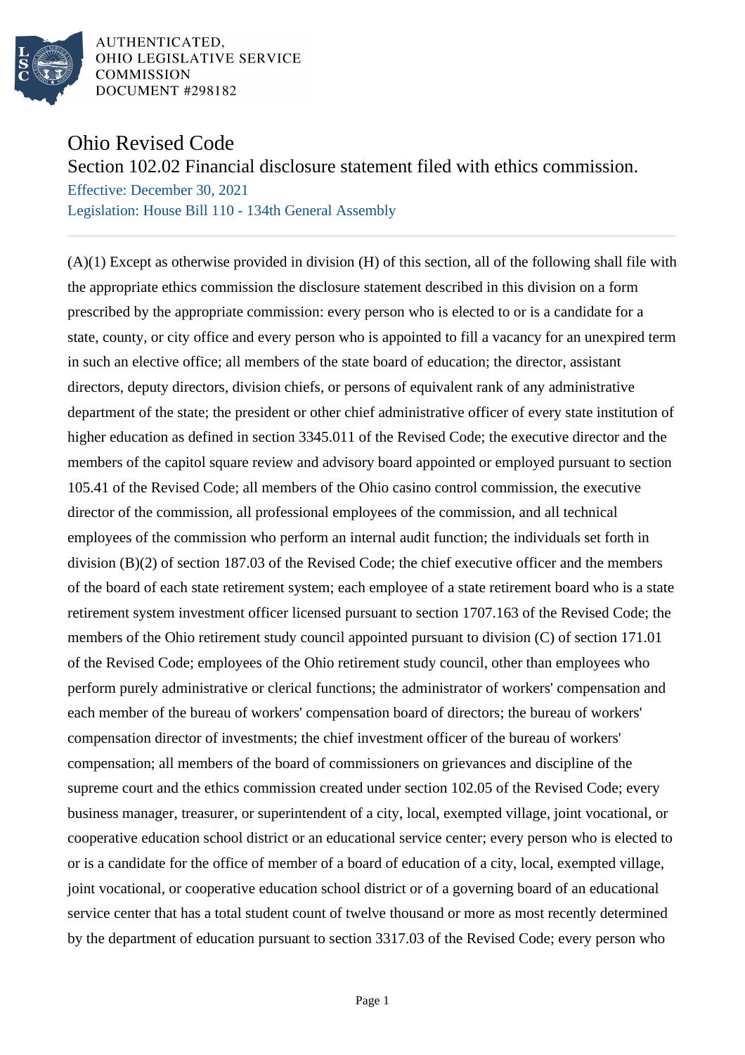AUTHENTICATED,
OHIO LEGISLATIVE SERVICE
COMMISSION
DOCUMENT #298182

# Ohio Revised Code

## Section 102.02 Financial disclosure statement filed with ethics commission.

Effective: December 30, 2021

Legislation: House Bill 110 - 134th General Assembly

(A)(1) Except as otherwise provided in division (H) of this section, all of the following shall file with the appropriate ethics commission the disclosure statement described in this division on a form prescribed by the appropriate commission: every person who is elected to or is a candidate for a state, county, or city office and every person who is appointed to fill a vacancy for an unexpired term in such an elective office; all members of the state board of education; the director, assistant directors, deputy directors, division chiefs, or persons of equivalent rank of any administrative department of the state; the president or other chief administrative officer of every state institution of higher education as defined in section 3345.011 of the Revised Code; the executive director and the members of the capitol square review and advisory board appointed or employed pursuant to section 105.41 of the Revised Code; all members of the Ohio casino control commission, the executive director of the commission, all professional employees of the commission, and all technical employees of the commission who perform an internal audit function; the individuals set forth in division (B)(2) of section 187.03 of the Revised Code; the chief executive officer and the members of the board of each state retirement system; each employee of a state retirement board who is a state retirement system investment officer licensed pursuant to section 1707.163 of the Revised Code; the members of the Ohio retirement study council appointed pursuant to division (C) of section 171.01 of the Revised Code; employees of the Ohio retirement study council, other than employees who perform purely administrative or clerical functions; the administrator of workers' compensation and each member of the bureau of workers' compensation board of directors; the bureau of workers' compensation director of investments; the chief investment officer of the bureau of workers' compensation; all members of the board of commissioners on grievances and discipline of the supreme court and the ethics commission created under section 102.05 of the Revised Code; every business manager, treasurer, or superintendent of a city, local, exempted village, joint vocational, or cooperative education school district or an educational service center; every person who is elected to or is a candidate for the office of member of a board of education of a city, local, exempted village, joint vocational, or cooperative education school district or of a governing board of an educational service center that has a total student count of twelve thousand or more as most recently determined by the department of education pursuant to section 3317.03 of the Revised Code; every person who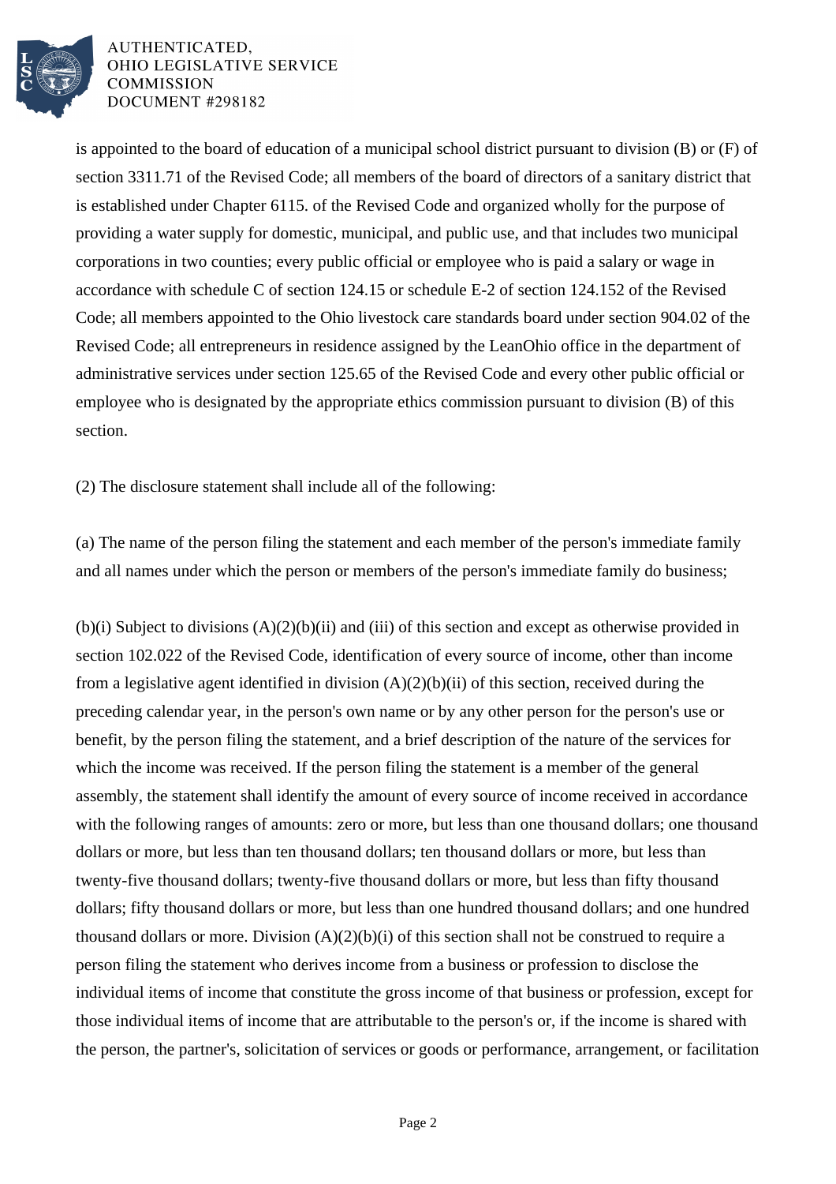is appointed to the board of education of a municipal school district pursuant to division (B) or (F) of section 3311.71 of the Revised Code; all members of the board of directors of a sanitary district that is established under Chapter 6115. of the Revised Code and organized wholly for the purpose of providing a water supply for domestic, municipal, and public use, and that includes two municipal corporations in two counties; every public official or employee who is paid a salary or wage in accordance with schedule C of section 124.15 or schedule E-2 of section 124.152 of the Revised Code; all members appointed to the Ohio livestock care standards board under section 904.02 of the Revised Code; all entrepreneurs in residence assigned by the LeanOhio office in the department of administrative services under section 125.65 of the Revised Code and every other public official or employee who is designated by the appropriate ethics commission pursuant to division (B) of this section.

(2) The disclosure statement shall include all of the following:

(a) The name of the person filing the statement and each member of the person's immediate family and all names under which the person or members of the person's immediate family do business;

(b)(i) Subject to divisions (A)(2)(b)(ii) and (iii) of this section and except as otherwise provided in section 102.022 of the Revised Code, identification of every source of income, other than income from a legislative agent identified in division (A)(2)(b)(ii) of this section, received during the preceding calendar year, in the person's own name or by any other person for the person's use or benefit, by the person filing the statement, and a brief description of the nature of the services for which the income was received. If the person filing the statement is a member of the general assembly, the statement shall identify the amount of every source of income received in accordance with the following ranges of amounts: zero or more, but less than one thousand dollars; one thousand dollars or more, but less than ten thousand dollars; ten thousand dollars or more, but less than twenty-five thousand dollars; twenty-five thousand dollars or more, but less than fifty thousand dollars; fifty thousand dollars or more, but less than one hundred thousand dollars; and one hundred thousand dollars or more. Division (A)(2)(b)(i) of this section shall not be construed to require a person filing the statement who derives income from a business or profession to disclose the individual items of income that constitute the gross income of that business or profession, except for those individual items of income that are attributable to the person's or, if the income is shared with the person, the partner's, solicitation of services or goods or performance, arrangement, or facilitation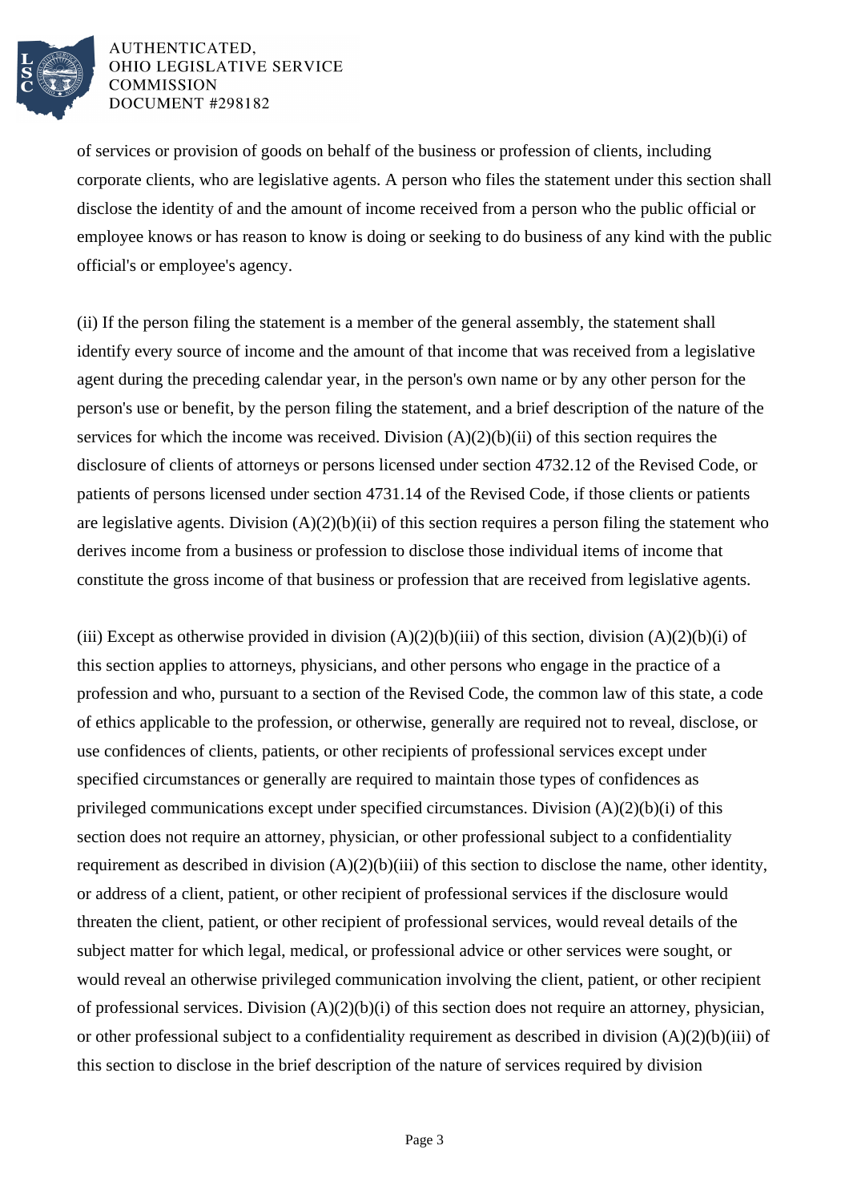of services or provision of goods on behalf of the business or profession of clients, including corporate clients, who are legislative agents. A person who files the statement under this section shall disclose the identity of and the amount of income received from a person who the public official or employee knows or has reason to know is doing or seeking to do business of any kind with the public official's or employee's agency.

(ii) If the person filing the statement is a member of the general assembly, the statement shall identify every source of income and the amount of that income that was received from a legislative agent during the preceding calendar year, in the person's own name or by any other person for the person's use or benefit, by the person filing the statement, and a brief description of the nature of the services for which the income was received. Division (A)(2)(b)(ii) of this section requires the disclosure of clients of attorneys or persons licensed under section 4732.12 of the Revised Code, or patients of persons licensed under section 4731.14 of the Revised Code, if those clients or patients are legislative agents. Division (A)(2)(b)(ii) of this section requires a person filing the statement who derives income from a business or profession to disclose those individual items of income that constitute the gross income of that business or profession that are received from legislative agents.

(iii) Except as otherwise provided in division (A)(2)(b)(iii) of this section, division (A)(2)(b)(i) of this section applies to attorneys, physicians, and other persons who engage in the practice of a profession and who, pursuant to a section of the Revised Code, the common law of this state, a code of ethics applicable to the profession, or otherwise, generally are required not to reveal, disclose, or use confidences of clients, patients, or other recipients of professional services except under specified circumstances or generally are required to maintain those types of confidences as privileged communications except under specified circumstances. Division (A)(2)(b)(i) of this section does not require an attorney, physician, or other professional subject to a confidentiality requirement as described in division (A)(2)(b)(iii) of this section to disclose the name, other identity, or address of a client, patient, or other recipient of professional services if the disclosure would threaten the client, patient, or other recipient of professional services, would reveal details of the subject matter for which legal, medical, or professional advice or other services were sought, or would reveal an otherwise privileged communication involving the client, patient, or other recipient of professional services. Division (A)(2)(b)(i) of this section does not require an attorney, physician, or other professional subject to a confidentiality requirement as described in division (A)(2)(b)(iii) of this section to disclose in the brief description of the nature of services required by division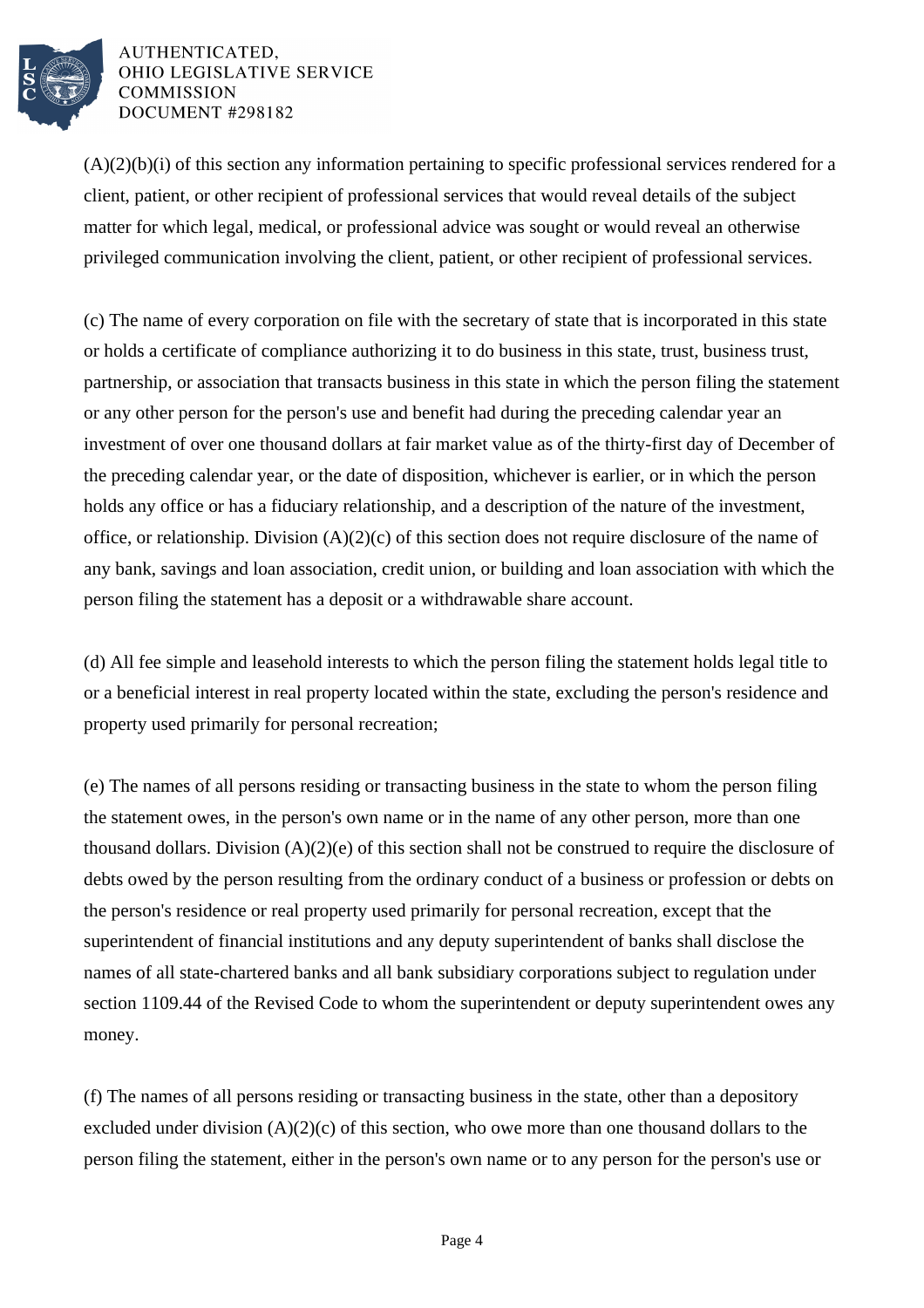(A)(2)(b)(i) of this section any information pertaining to specific professional services rendered for a client, patient, or other recipient of professional services that would reveal details of the subject matter for which legal, medical, or professional advice was sought or would reveal an otherwise privileged communication involving the client, patient, or other recipient of professional services.

(c) The name of every corporation on file with the secretary of state that is incorporated in this state or holds a certificate of compliance authorizing it to do business in this state, trust, business trust, partnership, or association that transacts business in this state in which the person filing the statement or any other person for the person's use and benefit had during the preceding calendar year an investment of over one thousand dollars at fair market value as of the thirty-first day of December of the preceding calendar year, or the date of disposition, whichever is earlier, or in which the person holds any office or has a fiduciary relationship, and a description of the nature of the investment, office, or relationship. Division (A)(2)(c) of this section does not require disclosure of the name of any bank, savings and loan association, credit union, or building and loan association with which the person filing the statement has a deposit or a withdrawable share account.

(d) All fee simple and leasehold interests to which the person filing the statement holds legal title to or a beneficial interest in real property located within the state, excluding the person's residence and property used primarily for personal recreation;

(e) The names of all persons residing or transacting business in the state to whom the person filing the statement owes, in the person's own name or in the name of any other person, more than one thousand dollars. Division (A)(2)(e) of this section shall not be construed to require the disclosure of debts owed by the person resulting from the ordinary conduct of a business or profession or debts on the person's residence or real property used primarily for personal recreation, except that the superintendent of financial institutions and any deputy superintendent of banks shall disclose the names of all state-chartered banks and all bank subsidiary corporations subject to regulation under section 1109.44 of the Revised Code to whom the superintendent or deputy superintendent owes any money.

(f) The names of all persons residing or transacting business in the state, other than a depository excluded under division (A)(2)(c) of this section, who owe more than one thousand dollars to the person filing the statement, either in the person's own name or to any person for the person's use or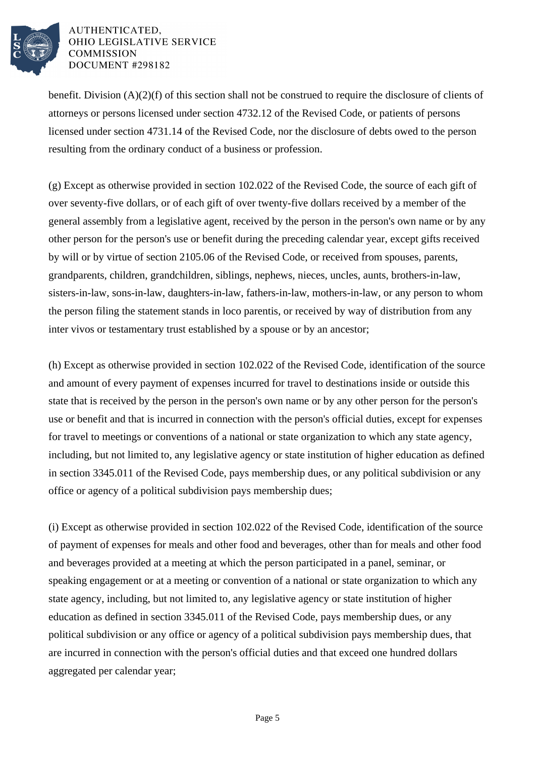benefit. Division (A)(2)(f) of this section shall not be construed to require the disclosure of clients of attorneys or persons licensed under section 4732.12 of the Revised Code, or patients of persons licensed under section 4731.14 of the Revised Code, nor the disclosure of debts owed to the person resulting from the ordinary conduct of a business or profession.

(g) Except as otherwise provided in section 102.022 of the Revised Code, the source of each gift of over seventy-five dollars, or of each gift of over twenty-five dollars received by a member of the general assembly from a legislative agent, received by the person in the person's own name or by any other person for the person's use or benefit during the preceding calendar year, except gifts received by will or by virtue of section 2105.06 of the Revised Code, or received from spouses, parents, grandparents, children, grandchildren, siblings, nephews, nieces, uncles, aunts, brothers-in-law, sisters-in-law, sons-in-law, daughters-in-law, fathers-in-law, mothers-in-law, or any person to whom the person filing the statement stands in loco parentis, or received by way of distribution from any inter vivos or testamentary trust established by a spouse or by an ancestor;

(h) Except as otherwise provided in section 102.022 of the Revised Code, identification of the source and amount of every payment of expenses incurred for travel to destinations inside or outside this state that is received by the person in the person's own name or by any other person for the person's use or benefit and that is incurred in connection with the person's official duties, except for expenses for travel to meetings or conventions of a national or state organization to which any state agency, including, but not limited to, any legislative agency or state institution of higher education as defined in section 3345.011 of the Revised Code, pays membership dues, or any political subdivision or any office or agency of a political subdivision pays membership dues;

(i) Except as otherwise provided in section 102.022 of the Revised Code, identification of the source of payment of expenses for meals and other food and beverages, other than for meals and other food and beverages provided at a meeting at which the person participated in a panel, seminar, or speaking engagement or at a meeting or convention of a national or state organization to which any state agency, including, but not limited to, any legislative agency or state institution of higher education as defined in section 3345.011 of the Revised Code, pays membership dues, or any political subdivision or any office or agency of a political subdivision pays membership dues, that are incurred in connection with the person's official duties and that exceed one hundred dollars aggregated per calendar year;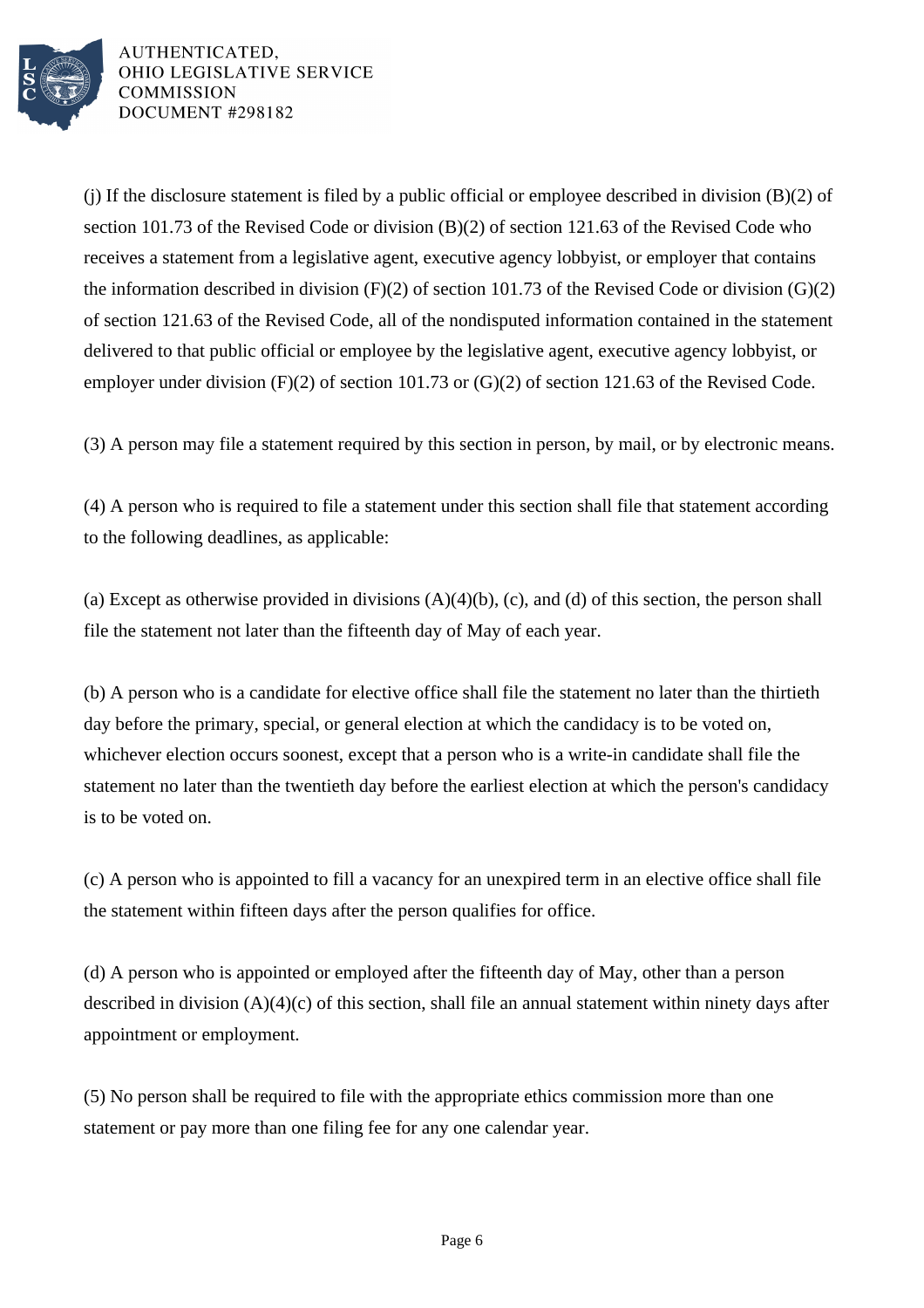(j) If the disclosure statement is filed by a public official or employee described in division (B)(2) of section 101.73 of the Revised Code or division (B)(2) of section 121.63 of the Revised Code who receives a statement from a legislative agent, executive agency lobbyist, or employer that contains the information described in division (F)(2) of section 101.73 of the Revised Code or division (G)(2) of section 121.63 of the Revised Code, all of the nondisputed information contained in the statement delivered to that public official or employee by the legislative agent, executive agency lobbyist, or employer under division (F)(2) of section 101.73 or (G)(2) of section 121.63 of the Revised Code.

(3) A person may file a statement required by this section in person, by mail, or by electronic means.

(4) A person who is required to file a statement under this section shall file that statement according to the following deadlines, as applicable:

(a) Except as otherwise provided in divisions (A)(4)(b), (c), and (d) of this section, the person shall file the statement not later than the fifteenth day of May of each year.

(b) A person who is a candidate for elective office shall file the statement no later than the thirtieth day before the primary, special, or general election at which the candidacy is to be voted on, whichever election occurs soonest, except that a person who is a write-in candidate shall file the statement no later than the twentieth day before the earliest election at which the person's candidacy is to be voted on.

(c) A person who is appointed to fill a vacancy for an unexpired term in an elective office shall file the statement within fifteen days after the person qualifies for office.

(d) A person who is appointed or employed after the fifteenth day of May, other than a person described in division (A)(4)(c) of this section, shall file an annual statement within ninety days after appointment or employment.

(5) No person shall be required to file with the appropriate ethics commission more than one statement or pay more than one filing fee for any one calendar year.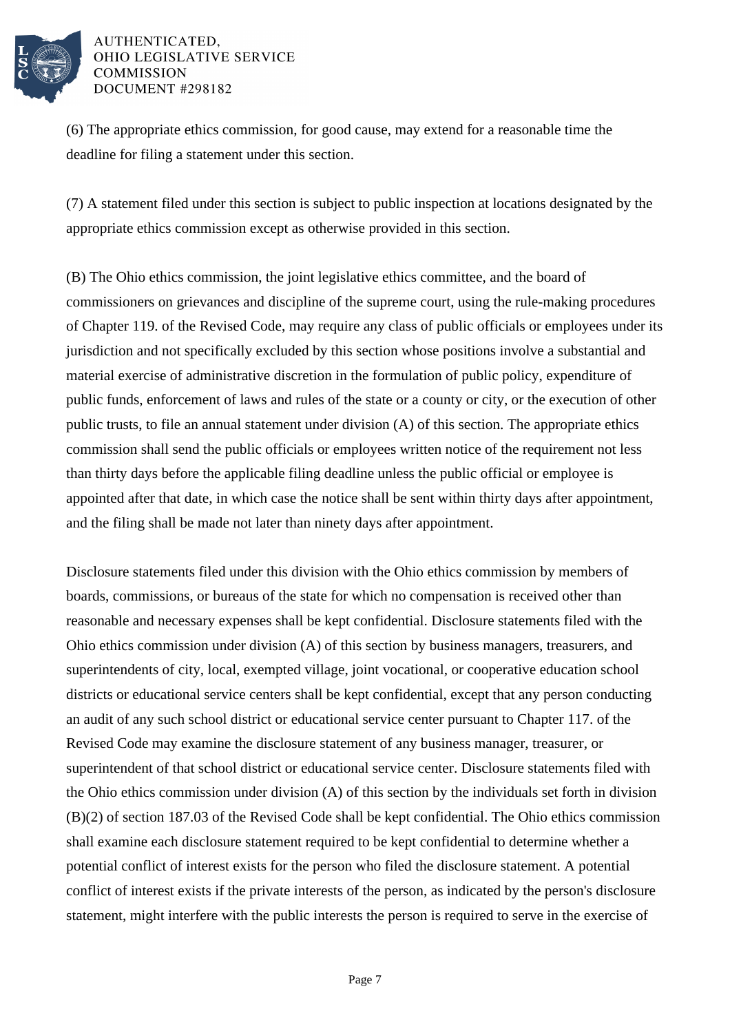(6) The appropriate ethics commission, for good cause, may extend for a reasonable time the deadline for filing a statement under this section.

(7) A statement filed under this section is subject to public inspection at locations designated by the appropriate ethics commission except as otherwise provided in this section.

(B) The Ohio ethics commission, the joint legislative ethics committee, and the board of commissioners on grievances and discipline of the supreme court, using the rule-making procedures of Chapter 119. of the Revised Code, may require any class of public officials or employees under its jurisdiction and not specifically excluded by this section whose positions involve a substantial and material exercise of administrative discretion in the formulation of public policy, expenditure of public funds, enforcement of laws and rules of the state or a county or city, or the execution of other public trusts, to file an annual statement under division (A) of this section. The appropriate ethics commission shall send the public officials or employees written notice of the requirement not less than thirty days before the applicable filing deadline unless the public official or employee is appointed after that date, in which case the notice shall be sent within thirty days after appointment, and the filing shall be made not later than ninety days after appointment.

Disclosure statements filed under this division with the Ohio ethics commission by members of boards, commissions, or bureaus of the state for which no compensation is received other than reasonable and necessary expenses shall be kept confidential. Disclosure statements filed with the Ohio ethics commission under division (A) of this section by business managers, treasurers, and superintendents of city, local, exempted village, joint vocational, or cooperative education school districts or educational service centers shall be kept confidential, except that any person conducting an audit of any such school district or educational service center pursuant to Chapter 117. of the Revised Code may examine the disclosure statement of any business manager, treasurer, or superintendent of that school district or educational service center. Disclosure statements filed with the Ohio ethics commission under division (A) of this section by the individuals set forth in division (B)(2) of section 187.03 of the Revised Code shall be kept confidential. The Ohio ethics commission shall examine each disclosure statement required to be kept confidential to determine whether a potential conflict of interest exists for the person who filed the disclosure statement. A potential conflict of interest exists if the private interests of the person, as indicated by the person's disclosure statement, might interfere with the public interests the person is required to serve in the exercise of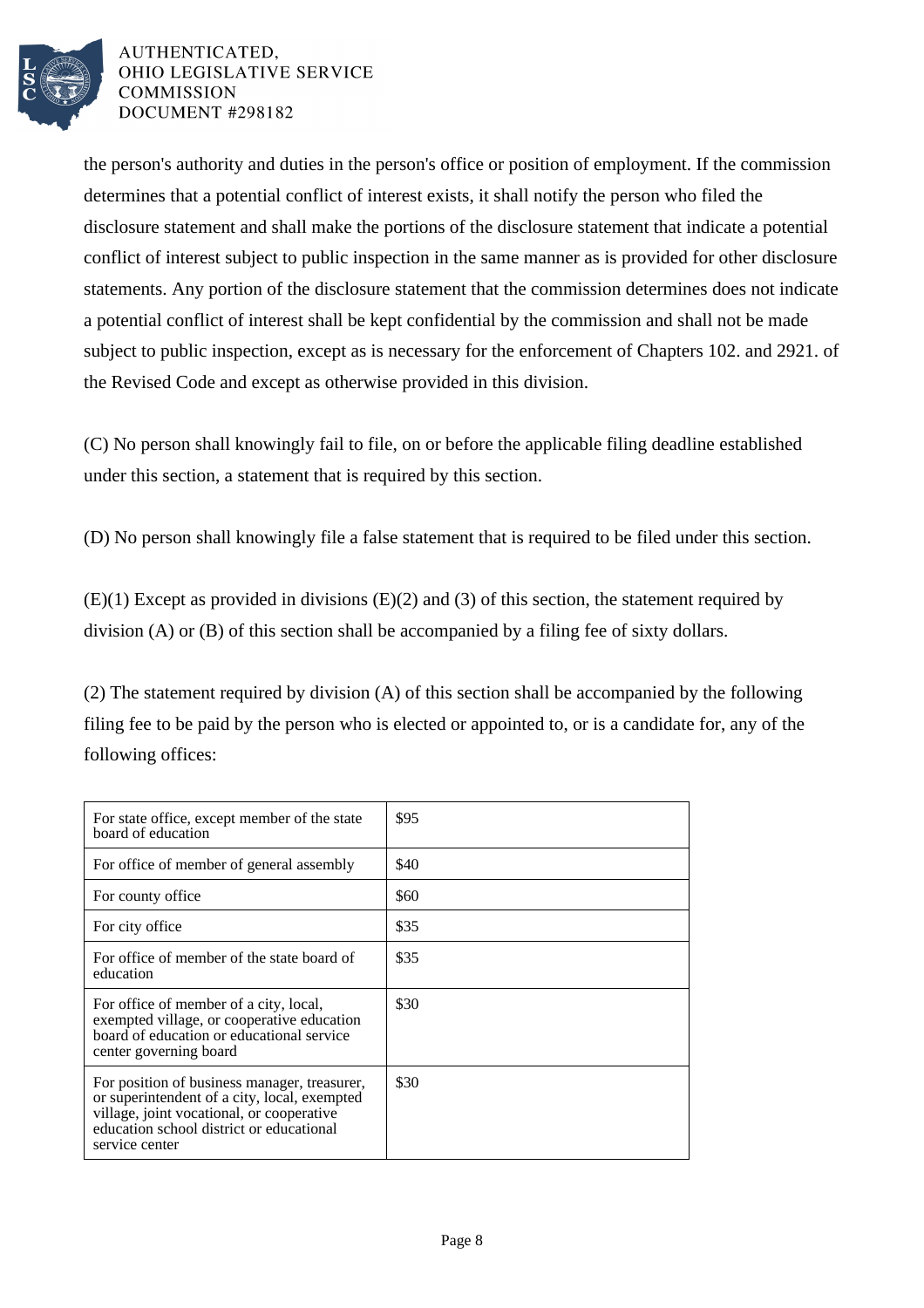the person's authority and duties in the person's office or position of employment. If the commission determines that a potential conflict of interest exists, it shall notify the person who filed the disclosure statement and shall make the portions of the disclosure statement that indicate a potential conflict of interest subject to public inspection in the same manner as is provided for other disclosure statements. Any portion of the disclosure statement that the commission determines does not indicate a potential conflict of interest shall be kept confidential by the commission and shall not be made subject to public inspection, except as is necessary for the enforcement of Chapters 102. and 2921. of the Revised Code and except as otherwise provided in this division.

(C) No person shall knowingly fail to file, on or before the applicable filing deadline established under this section, a statement that is required by this section.

(D) No person shall knowingly file a false statement that is required to be filed under this section.

(E)(1) Except as provided in divisions (E)(2) and (3) of this section, the statement required by division (A) or (B) of this section shall be accompanied by a filing fee of sixty dollars.

(2) The statement required by division (A) of this section shall be accompanied by the following filing fee to be paid by the person who is elected or appointed to, or is a candidate for, any of the following offices:

| | |
|---|---|
| For state office, except member of the state board of education | $95 |
| For office of member of general assembly | $40 |
| For county office | $60 |
| For city office | $35 |
| For office of member of the state board of education | $35 |
| For office of member of a city, local, exempted village, or cooperative education board of education or educational service center governing board | $30 |
| For position of business manager, treasurer, or superintendent of a city, local, exempted village, joint vocational, or cooperative education school district or educational service center | $30 |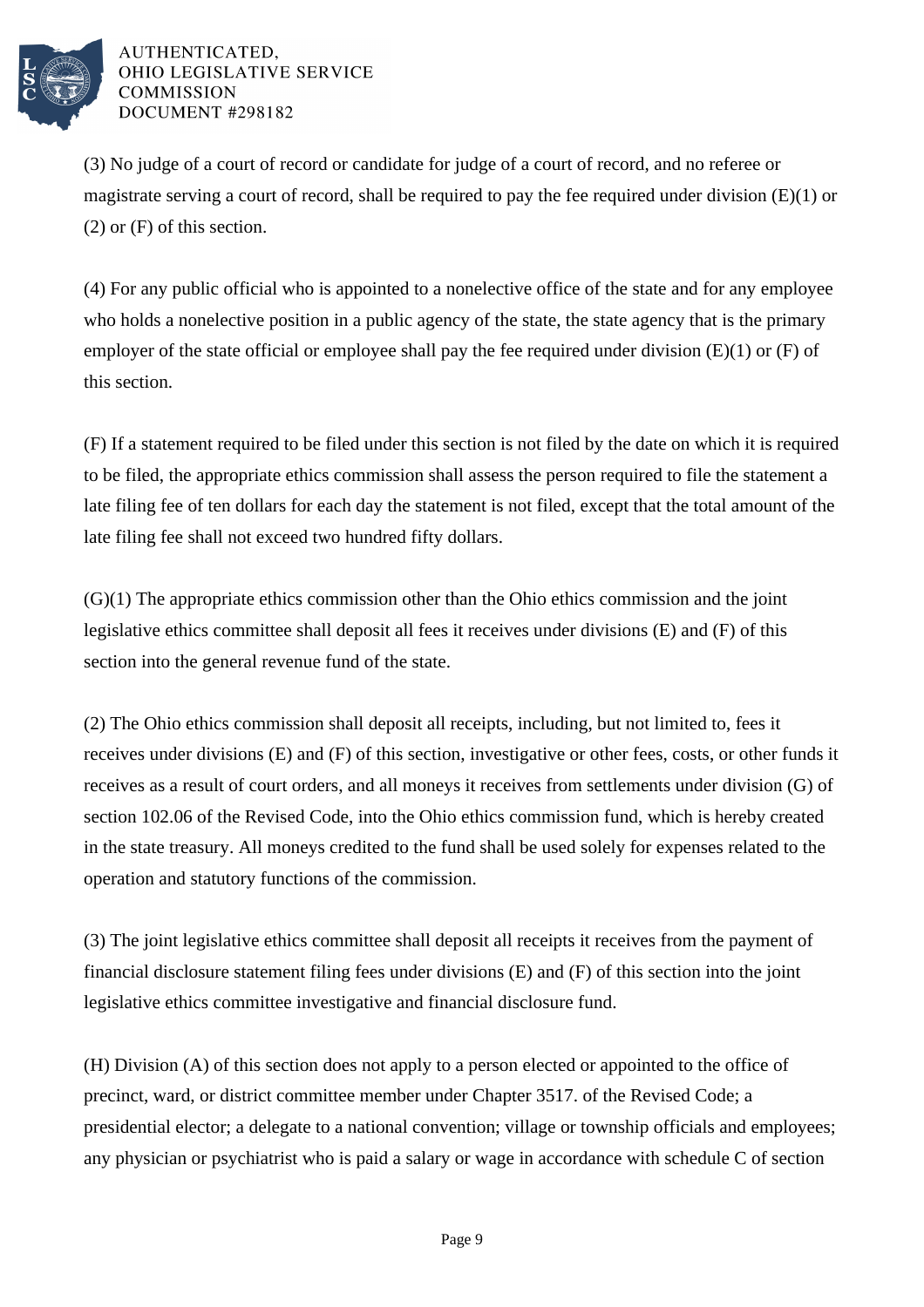(3) No judge of a court of record or candidate for judge of a court of record, and no referee or magistrate serving a court of record, shall be required to pay the fee required under division (E)(1) or (2) or (F) of this section.

(4) For any public official who is appointed to a nonelective office of the state and for any employee who holds a nonelective position in a public agency of the state, the state agency that is the primary employer of the state official or employee shall pay the fee required under division (E)(1) or (F) of this section.

(F) If a statement required to be filed under this section is not filed by the date on which it is required to be filed, the appropriate ethics commission shall assess the person required to file the statement a late filing fee of ten dollars for each day the statement is not filed, except that the total amount of the late filing fee shall not exceed two hundred fifty dollars.

(G)(1) The appropriate ethics commission other than the Ohio ethics commission and the joint legislative ethics committee shall deposit all fees it receives under divisions (E) and (F) of this section into the general revenue fund of the state.

(2) The Ohio ethics commission shall deposit all receipts, including, but not limited to, fees it receives under divisions (E) and (F) of this section, investigative or other fees, costs, or other funds it receives as a result of court orders, and all moneys it receives from settlements under division (G) of section 102.06 of the Revised Code, into the Ohio ethics commission fund, which is hereby created in the state treasury. All moneys credited to the fund shall be used solely for expenses related to the operation and statutory functions of the commission.

(3) The joint legislative ethics committee shall deposit all receipts it receives from the payment of financial disclosure statement filing fees under divisions (E) and (F) of this section into the joint legislative ethics committee investigative and financial disclosure fund.

(H) Division (A) of this section does not apply to a person elected or appointed to the office of precinct, ward, or district committee member under Chapter 3517. of the Revised Code; a presidential elector; a delegate to a national convention; village or township officials and employees; any physician or psychiatrist who is paid a salary or wage in accordance with schedule C of section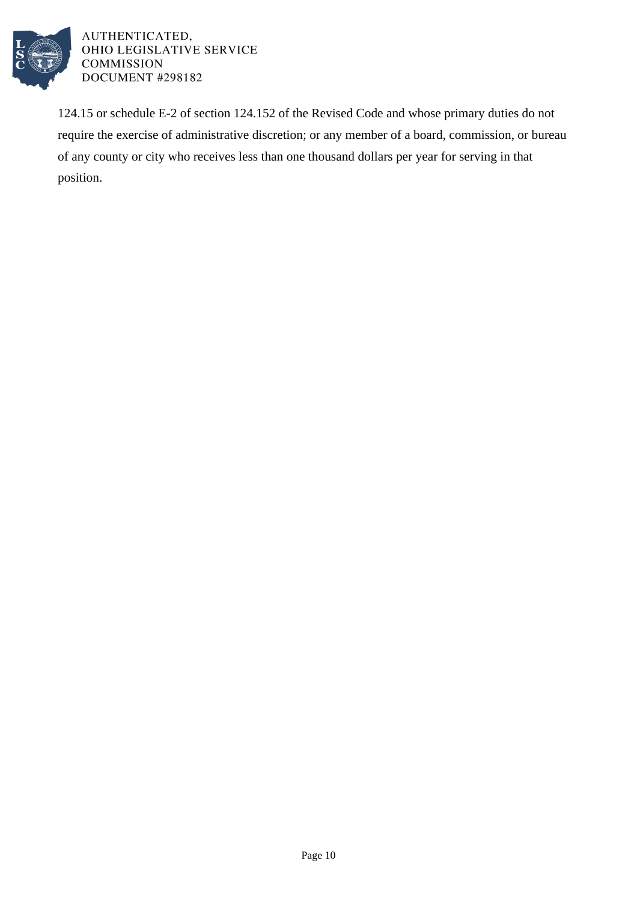124.15 or schedule E-2 of section 124.152 of the Revised Code and whose primary duties do not require the exercise of administrative discretion; or any member of a board, commission, or bureau of any county or city who receives less than one thousand dollars per year for serving in that position.